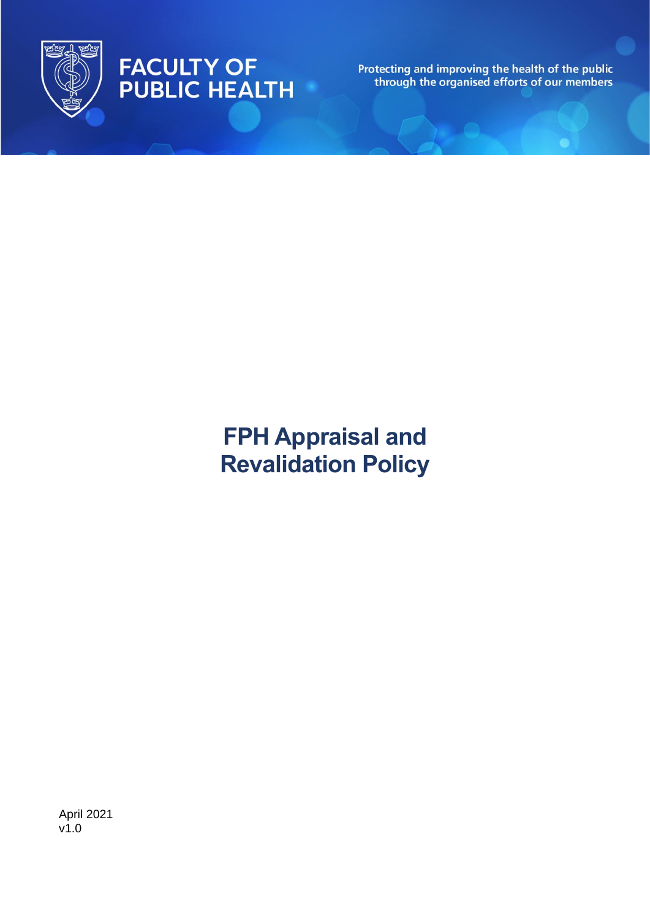FACULTY OF PUBLIC HEALTH

Protecting and improving the health of the public through the organised efforts of our members

# FPH Appraisal and Revalidation Policy

April 2021
v1.0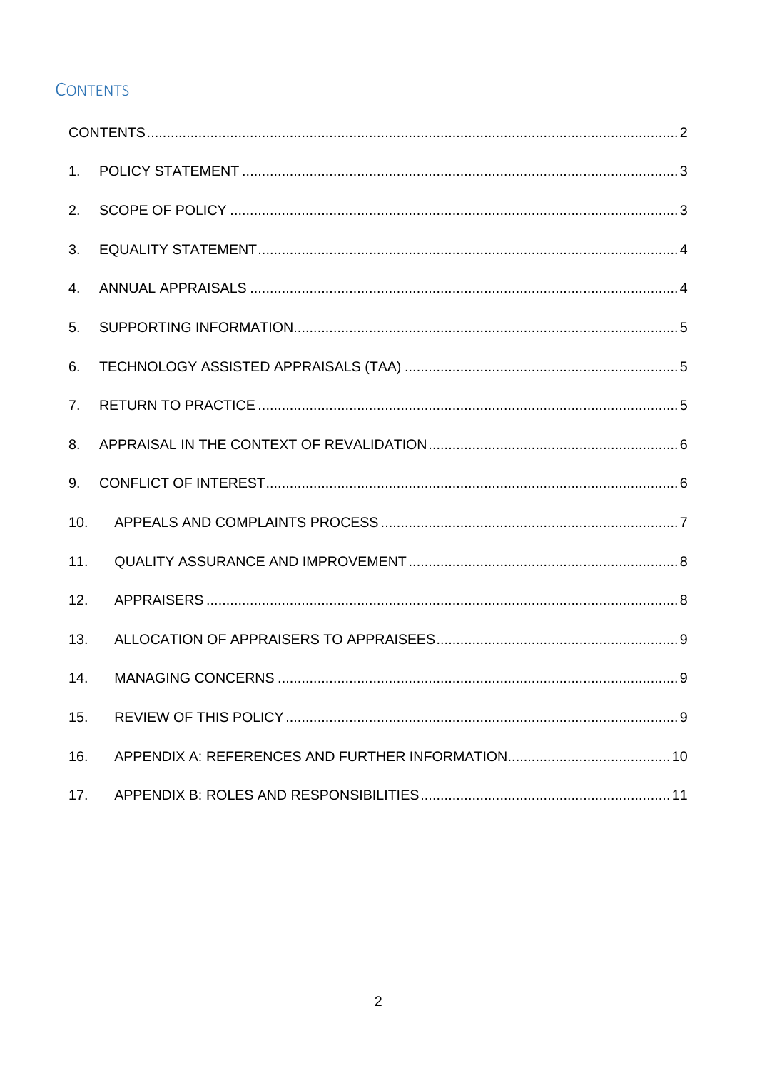## Contents

CONTENTS ..... 2

1. POLICY STATEMENT ..... 3
2. SCOPE OF POLICY ..... 3
3. EQUALITY STATEMENT ..... 4
4. ANNUAL APPRAISALS ..... 4
5. SUPPORTING INFORMATION ..... 5
6. TECHNOLOGY ASSISTED APPRAISALS (TAA) ..... 5
7. RETURN TO PRACTICE ..... 5
8. APPRAISAL IN THE CONTEXT OF REVALIDATION ..... 6
9. CONFLICT OF INTEREST ..... 6
10. APPEALS AND COMPLAINTS PROCESS ..... 7
11. QUALITY ASSURANCE AND IMPROVEMENT ..... 8
12. APPRAISERS ..... 8
13. ALLOCATION OF APPRAISERS TO APPRAISEES ..... 9
14. MANAGING CONCERNS ..... 9
15. REVIEW OF THIS POLICY ..... 9
16. APPENDIX A: REFERENCES AND FURTHER INFORMATION ..... 10
17. APPENDIX B: ROLES AND RESPONSIBILITIES ..... 11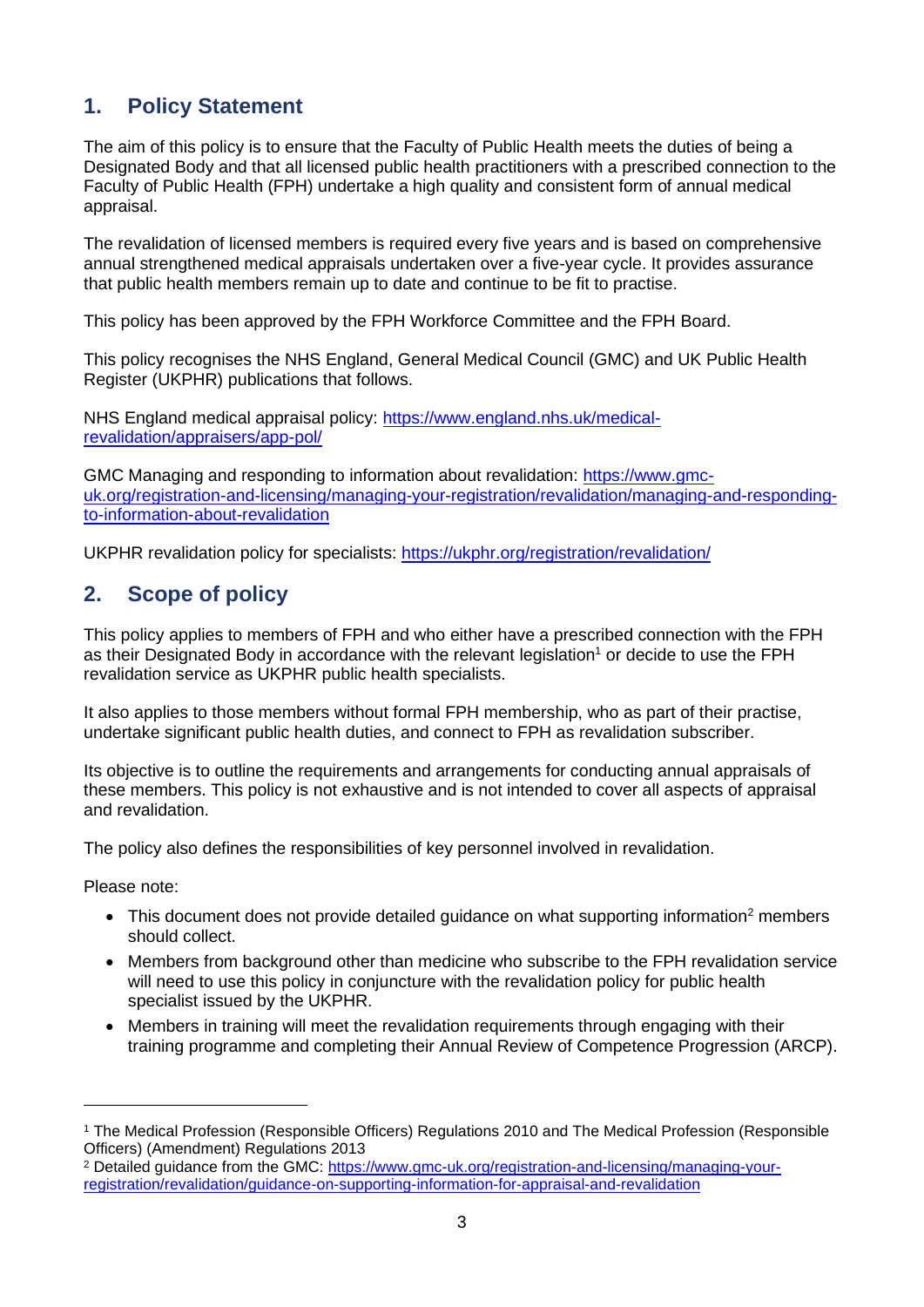## 1. Policy Statement

The aim of this policy is to ensure that the Faculty of Public Health meets the duties of being a Designated Body and that all licensed public health practitioners with a prescribed connection to the Faculty of Public Health (FPH) undertake a high quality and consistent form of annual medical appraisal.

The revalidation of licensed members is required every five years and is based on comprehensive annual strengthened medical appraisals undertaken over a five-year cycle. It provides assurance that public health members remain up to date and continue to be fit to practise.

This policy has been approved by the FPH Workforce Committee and the FPH Board.

This policy recognises the NHS England, General Medical Council (GMC) and UK Public Health Register (UKPHR) publications that follows.

NHS England medical appraisal policy: [https://www.england.nhs.uk/medical-revalidation/appraisers/app-pol/](https://www.england.nhs.uk/medical-revalidation/appraisers/app-pol/)

GMC Managing and responding to information about revalidation: [https://www.gmc-uk.org/registration-and-licensing/managing-your-registration/revalidation/managing-and-responding-to-information-about-revalidation](https://www.gmc-uk.org/registration-and-licensing/managing-your-registration/revalidation/managing-and-responding-to-information-about-revalidation)

UKPHR revalidation policy for specialists: [https://ukphr.org/registration/revalidation/](https://ukphr.org/registration/revalidation/)

## 2. Scope of policy

This policy applies to members of FPH and who either have a prescribed connection with the FPH as their Designated Body in accordance with the relevant legislation[1] or decide to use the FPH revalidation service as UKPHR public health specialists.

It also applies to those members without formal FPH membership, who as part of their practise, undertake significant public health duties, and connect to FPH as revalidation subscriber.

Its objective is to outline the requirements and arrangements for conducting annual appraisals of these members. This policy is not exhaustive and is not intended to cover all aspects of appraisal and revalidation.

The policy also defines the responsibilities of key personnel involved in revalidation.

Please note:

- This document does not provide detailed guidance on what supporting information[2] members should collect.
- Members from background other than medicine who subscribe to the FPH revalidation service will need to use this policy in conjuncture with the revalidation policy for public health specialist issued by the UKPHR.
- Members in training will meet the revalidation requirements through engaging with their training programme and completing their Annual Review of Competence Progression (ARCP).

---

[1] The Medical Profession (Responsible Officers) Regulations 2010 and The Medical Profession (Responsible Officers) (Amendment) Regulations 2013

[2] Detailed guidance from the GMC: [https://www.gmc-uk.org/registration-and-licensing/managing-your-registration/revalidation/guidance-on-supporting-information-for-appraisal-and-revalidation](https://www.gmc-uk.org/registration-and-licensing/managing-your-registration/revalidation/guidance-on-supporting-information-for-appraisal-and-revalidation)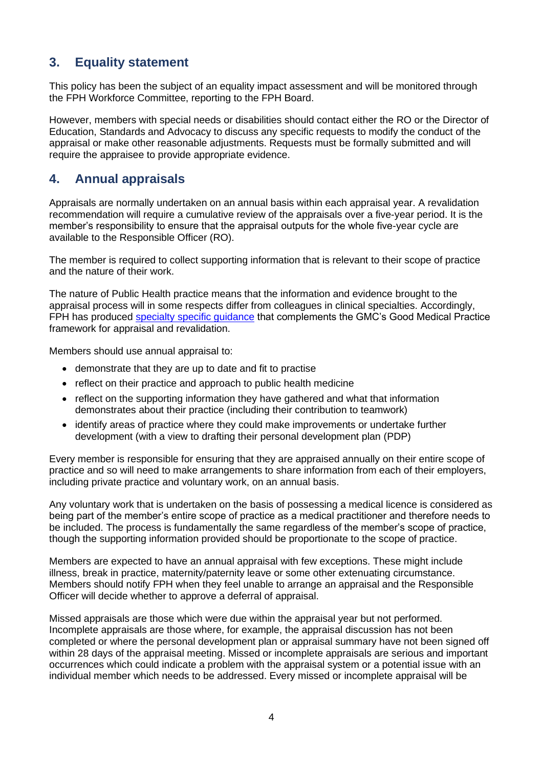## 3. Equality statement

This policy has been the subject of an equality impact assessment and will be monitored through the FPH Workforce Committee, reporting to the FPH Board.

However, members with special needs or disabilities should contact either the RO or the Director of Education, Standards and Advocacy to discuss any specific requests to modify the conduct of the appraisal or make other reasonable adjustments. Requests must be formally submitted and will require the appraisee to provide appropriate evidence.

## 4. Annual appraisals

Appraisals are normally undertaken on an annual basis within each appraisal year. A revalidation recommendation will require a cumulative review of the appraisals over a five-year period. It is the member's responsibility to ensure that the appraisal outputs for the whole five-year cycle are available to the Responsible Officer (RO).

The member is required to collect supporting information that is relevant to their scope of practice and the nature of their work.

The nature of Public Health practice means that the information and evidence brought to the appraisal process will in some respects differ from colleagues in clinical specialties. Accordingly, FPH has produced specialty specific guidance that complements the GMC's Good Medical Practice framework for appraisal and revalidation.

Members should use annual appraisal to:

- demonstrate that they are up to date and fit to practise
- reflect on their practice and approach to public health medicine
- reflect on the supporting information they have gathered and what that information demonstrates about their practice (including their contribution to teamwork)
- identify areas of practice where they could make improvements or undertake further development (with a view to drafting their personal development plan (PDP)

Every member is responsible for ensuring that they are appraised annually on their entire scope of practice and so will need to make arrangements to share information from each of their employers, including private practice and voluntary work, on an annual basis.

Any voluntary work that is undertaken on the basis of possessing a medical licence is considered as being part of the member's entire scope of practice as a medical practitioner and therefore needs to be included. The process is fundamentally the same regardless of the member's scope of practice, though the supporting information provided should be proportionate to the scope of practice.

Members are expected to have an annual appraisal with few exceptions. These might include illness, break in practice, maternity/paternity leave or some other extenuating circumstance. Members should notify FPH when they feel unable to arrange an appraisal and the Responsible Officer will decide whether to approve a deferral of appraisal.

Missed appraisals are those which were due within the appraisal year but not performed. Incomplete appraisals are those where, for example, the appraisal discussion has not been completed or where the personal development plan or appraisal summary have not been signed off within 28 days of the appraisal meeting. Missed or incomplete appraisals are serious and important occurrences which could indicate a problem with the appraisal system or a potential issue with an individual member which needs to be addressed. Every missed or incomplete appraisal will be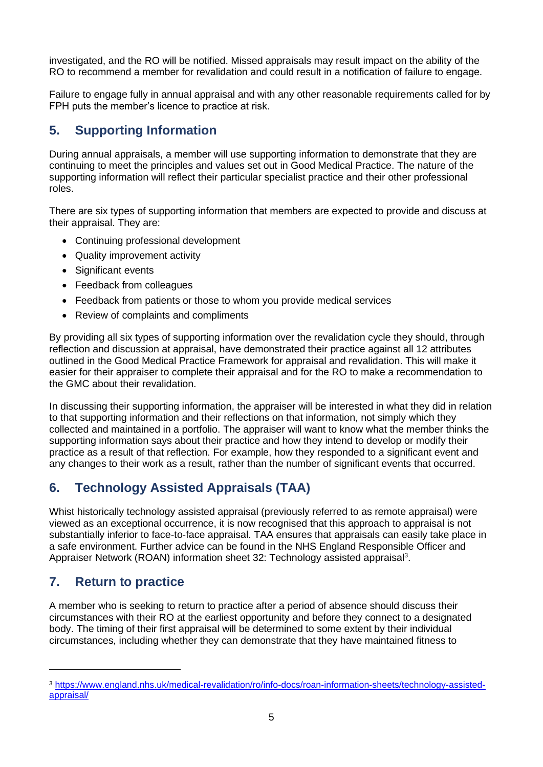investigated, and the RO will be notified. Missed appraisals may result impact on the ability of the RO to recommend a member for revalidation and could result in a notification of failure to engage.

Failure to engage fully in annual appraisal and with any other reasonable requirements called for by FPH puts the member's licence to practice at risk.

## 5. Supporting Information

During annual appraisals, a member will use supporting information to demonstrate that they are continuing to meet the principles and values set out in Good Medical Practice. The nature of the supporting information will reflect their particular specialist practice and their other professional roles.

There are six types of supporting information that members are expected to provide and discuss at their appraisal. They are:

- Continuing professional development
- Quality improvement activity
- Significant events
- Feedback from colleagues
- Feedback from patients or those to whom you provide medical services
- Review of complaints and compliments

By providing all six types of supporting information over the revalidation cycle they should, through reflection and discussion at appraisal, have demonstrated their practice against all 12 attributes outlined in the Good Medical Practice Framework for appraisal and revalidation. This will make it easier for their appraiser to complete their appraisal and for the RO to make a recommendation to the GMC about their revalidation.

In discussing their supporting information, the appraiser will be interested in what they did in relation to that supporting information and their reflections on that information, not simply which they collected and maintained in a portfolio. The appraiser will want to know what the member thinks the supporting information says about their practice and how they intend to develop or modify their practice as a result of that reflection. For example, how they responded to a significant event and any changes to their work as a result, rather than the number of significant events that occurred.

## 6. Technology Assisted Appraisals (TAA)

Whist historically technology assisted appraisal (previously referred to as remote appraisal) were viewed as an exceptional occurrence, it is now recognised that this approach to appraisal is not substantially inferior to face-to-face appraisal. TAA ensures that appraisals can easily take place in a safe environment. Further advice can be found in the NHS England Responsible Officer and Appraiser Network (ROAN) information sheet 32: Technology assisted appraisal[3].

## 7. Return to practice

A member who is seeking to return to practice after a period of absence should discuss their circumstances with their RO at the earliest opportunity and before they connect to a designated body. The timing of their first appraisal will be determined to some extent by their individual circumstances, including whether they can demonstrate that they have maintained fitness to

---

[3] https://www.england.nhs.uk/medical-revalidation/ro/info-docs/roan-information-sheets/technology-assisted-appraisal/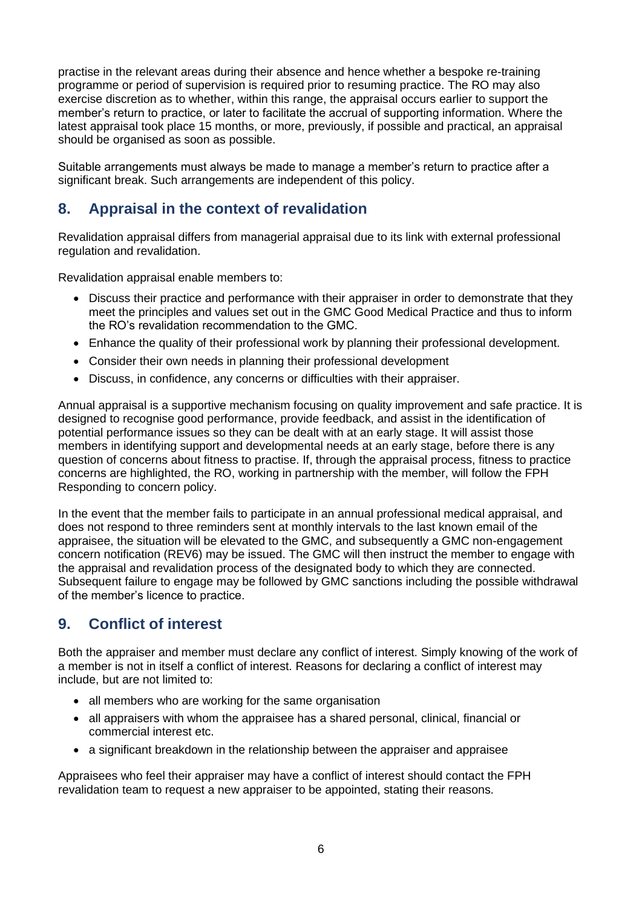practise in the relevant areas during their absence and hence whether a bespoke re-training programme or period of supervision is required prior to resuming practice. The RO may also exercise discretion as to whether, within this range, the appraisal occurs earlier to support the member's return to practice, or later to facilitate the accrual of supporting information. Where the latest appraisal took place 15 months, or more, previously, if possible and practical, an appraisal should be organised as soon as possible.

Suitable arrangements must always be made to manage a member's return to practice after a significant break. Such arrangements are independent of this policy.

## 8. Appraisal in the context of revalidation

Revalidation appraisal differs from managerial appraisal due to its link with external professional regulation and revalidation.

Revalidation appraisal enable members to:

- Discuss their practice and performance with their appraiser in order to demonstrate that they meet the principles and values set out in the GMC Good Medical Practice and thus to inform the RO's revalidation recommendation to the GMC.
- Enhance the quality of their professional work by planning their professional development.
- Consider their own needs in planning their professional development
- Discuss, in confidence, any concerns or difficulties with their appraiser.

Annual appraisal is a supportive mechanism focusing on quality improvement and safe practice. It is designed to recognise good performance, provide feedback, and assist in the identification of potential performance issues so they can be dealt with at an early stage. It will assist those members in identifying support and developmental needs at an early stage, before there is any question of concerns about fitness to practise. If, through the appraisal process, fitness to practice concerns are highlighted, the RO, working in partnership with the member, will follow the FPH Responding to concern policy.

In the event that the member fails to participate in an annual professional medical appraisal, and does not respond to three reminders sent at monthly intervals to the last known email of the appraisee, the situation will be elevated to the GMC, and subsequently a GMC non-engagement concern notification (REV6) may be issued. The GMC will then instruct the member to engage with the appraisal and revalidation process of the designated body to which they are connected. Subsequent failure to engage may be followed by GMC sanctions including the possible withdrawal of the member's licence to practice.

## 9. Conflict of interest

Both the appraiser and member must declare any conflict of interest. Simply knowing of the work of a member is not in itself a conflict of interest. Reasons for declaring a conflict of interest may include, but are not limited to:

- all members who are working for the same organisation
- all appraisers with whom the appraisee has a shared personal, clinical, financial or commercial interest etc.
- a significant breakdown in the relationship between the appraiser and appraisee

Appraisees who feel their appraiser may have a conflict of interest should contact the FPH revalidation team to request a new appraiser to be appointed, stating their reasons.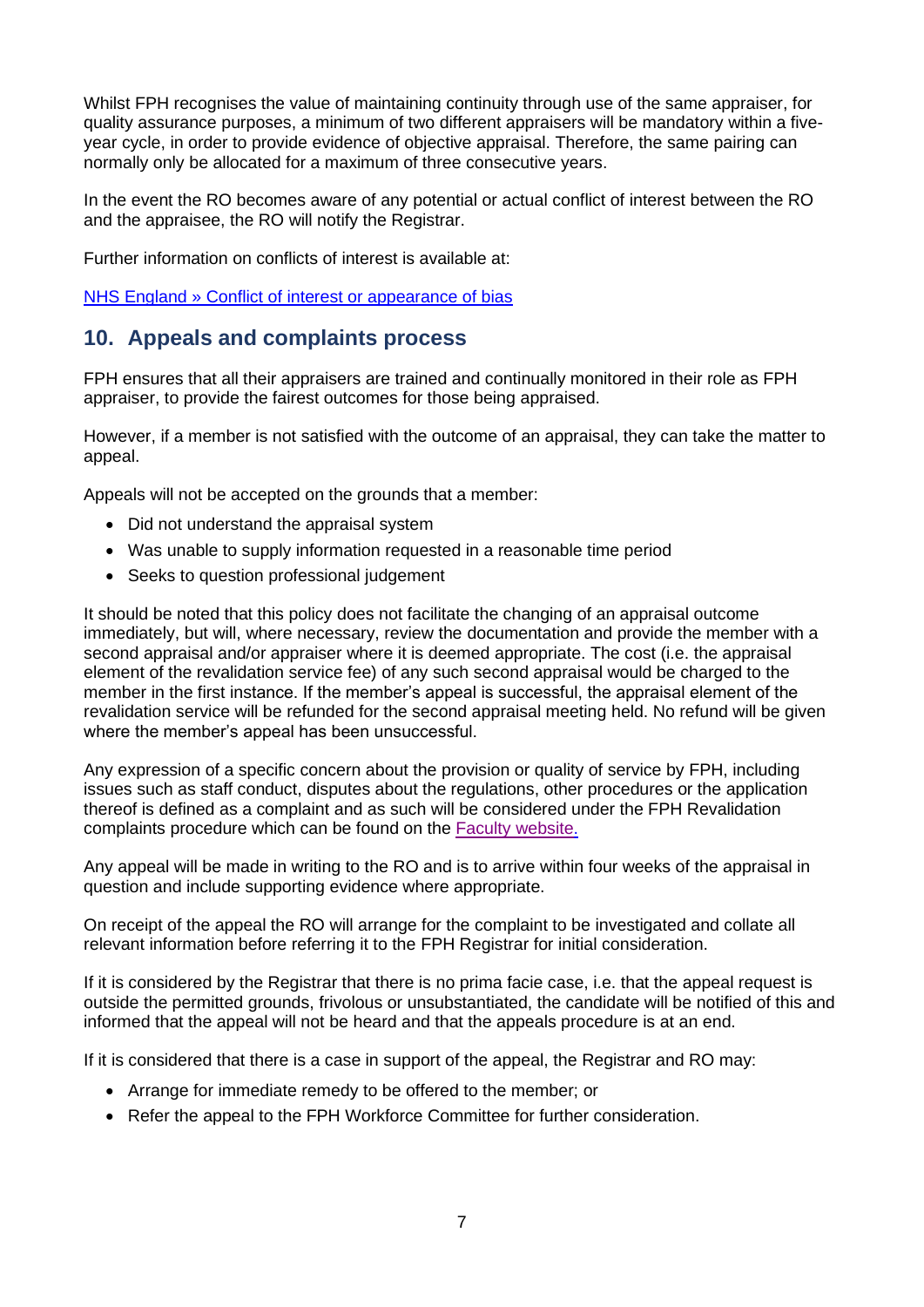Whilst FPH recognises the value of maintaining continuity through use of the same appraiser, for quality assurance purposes, a minimum of two different appraisers will be mandatory within a five-year cycle, in order to provide evidence of objective appraisal. Therefore, the same pairing can normally only be allocated for a maximum of three consecutive years.

In the event the RO becomes aware of any potential or actual conflict of interest between the RO and the appraisee, the RO will notify the Registrar.

Further information on conflicts of interest is available at:

[NHS England » Conflict of interest or appearance of bias]

## 10. Appeals and complaints process

FPH ensures that all their appraisers are trained and continually monitored in their role as FPH appraiser, to provide the fairest outcomes for those being appraised.

However, if a member is not satisfied with the outcome of an appraisal, they can take the matter to appeal.

Appeals will not be accepted on the grounds that a member:

- Did not understand the appraisal system
- Was unable to supply information requested in a reasonable time period
- Seeks to question professional judgement

It should be noted that this policy does not facilitate the changing of an appraisal outcome immediately, but will, where necessary, review the documentation and provide the member with a second appraisal and/or appraiser where it is deemed appropriate. The cost (i.e. the appraisal element of the revalidation service fee) of any such second appraisal would be charged to the member in the first instance. If the member's appeal is successful, the appraisal element of the revalidation service will be refunded for the second appraisal meeting held. No refund will be given where the member's appeal has been unsuccessful.

Any expression of a specific concern about the provision or quality of service by FPH, including issues such as staff conduct, disputes about the regulations, other procedures or the application thereof is defined as a complaint and as such will be considered under the FPH Revalidation complaints procedure which can be found on the [Faculty website.]

Any appeal will be made in writing to the RO and is to arrive within four weeks of the appraisal in question and include supporting evidence where appropriate.

On receipt of the appeal the RO will arrange for the complaint to be investigated and collate all relevant information before referring it to the FPH Registrar for initial consideration.

If it is considered by the Registrar that there is no prima facie case, i.e. that the appeal request is outside the permitted grounds, frivolous or unsubstantiated, the candidate will be notified of this and informed that the appeal will not be heard and that the appeals procedure is at an end.

If it is considered that there is a case in support of the appeal, the Registrar and RO may:

- Arrange for immediate remedy to be offered to the member; or
- Refer the appeal to the FPH Workforce Committee for further consideration.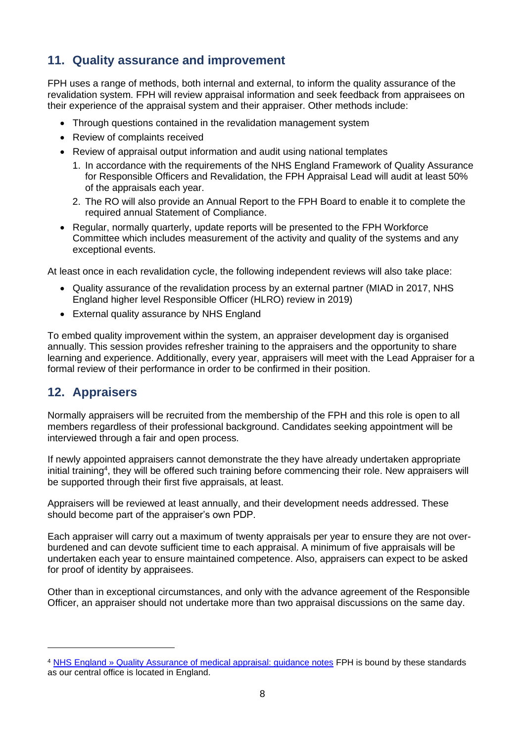## 11. Quality assurance and improvement

FPH uses a range of methods, both internal and external, to inform the quality assurance of the revalidation system. FPH will review appraisal information and seek feedback from appraisees on their experience of the appraisal system and their appraiser. Other methods include:

- Through questions contained in the revalidation management system
- Review of complaints received
- Review of appraisal output information and audit using national templates
  1. In accordance with the requirements of the NHS England Framework of Quality Assurance for Responsible Officers and Revalidation, the FPH Appraisal Lead will audit at least 50% of the appraisals each year.
  2. The RO will also provide an Annual Report to the FPH Board to enable it to complete the required annual Statement of Compliance.
- Regular, normally quarterly, update reports will be presented to the FPH Workforce Committee which includes measurement of the activity and quality of the systems and any exceptional events.

At least once in each revalidation cycle, the following independent reviews will also take place:

- Quality assurance of the revalidation process by an external partner (MIAD in 2017, NHS England higher level Responsible Officer (HLRO) review in 2019)
- External quality assurance by NHS England

To embed quality improvement within the system, an appraiser development day is organised annually. This session provides refresher training to the appraisers and the opportunity to share learning and experience. Additionally, every year, appraisers will meet with the Lead Appraiser for a formal review of their performance in order to be confirmed in their position.

## 12. Appraisers

Normally appraisers will be recruited from the membership of the FPH and this role is open to all members regardless of their professional background. Candidates seeking appointment will be interviewed through a fair and open process.

If newly appointed appraisers cannot demonstrate the they have already undertaken appropriate initial training[4], they will be offered such training before commencing their role. New appraisers will be supported through their first five appraisals, at least.

Appraisers will be reviewed at least annually, and their development needs addressed. These should become part of the appraiser's own PDP.

Each appraiser will carry out a maximum of twenty appraisals per year to ensure they are not over-burdened and can devote sufficient time to each appraisal. A minimum of five appraisals will be undertaken each year to ensure maintained competence. Also, appraisers can expect to be asked for proof of identity by appraisees.

Other than in exceptional circumstances, and only with the advance agreement of the Responsible Officer, an appraiser should not undertake more than two appraisal discussions on the same day.

---

[4] NHS England » Quality Assurance of medical appraisal: guidance notes FPH is bound by these standards as our central office is located in England.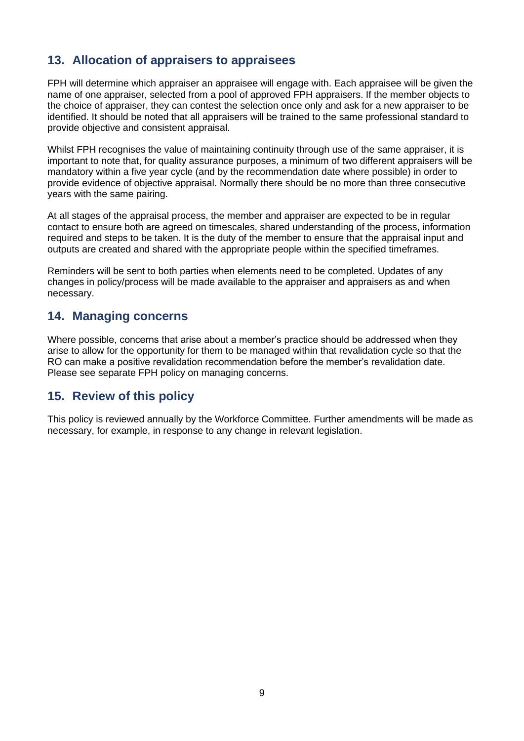## 13. Allocation of appraisers to appraisees

FPH will determine which appraiser an appraisee will engage with. Each appraisee will be given the name of one appraiser, selected from a pool of approved FPH appraisers. If the member objects to the choice of appraiser, they can contest the selection once only and ask for a new appraiser to be identified. It should be noted that all appraisers will be trained to the same professional standard to provide objective and consistent appraisal.

Whilst FPH recognises the value of maintaining continuity through use of the same appraiser, it is important to note that, for quality assurance purposes, a minimum of two different appraisers will be mandatory within a five year cycle (and by the recommendation date where possible) in order to provide evidence of objective appraisal. Normally there should be no more than three consecutive years with the same pairing.

At all stages of the appraisal process, the member and appraiser are expected to be in regular contact to ensure both are agreed on timescales, shared understanding of the process, information required and steps to be taken. It is the duty of the member to ensure that the appraisal input and outputs are created and shared with the appropriate people within the specified timeframes.

Reminders will be sent to both parties when elements need to be completed. Updates of any changes in policy/process will be made available to the appraiser and appraisers as and when necessary.

## 14. Managing concerns

Where possible, concerns that arise about a member's practice should be addressed when they arise to allow for the opportunity for them to be managed within that revalidation cycle so that the RO can make a positive revalidation recommendation before the member's revalidation date. Please see separate FPH policy on managing concerns.

## 15. Review of this policy

This policy is reviewed annually by the Workforce Committee. Further amendments will be made as necessary, for example, in response to any change in relevant legislation.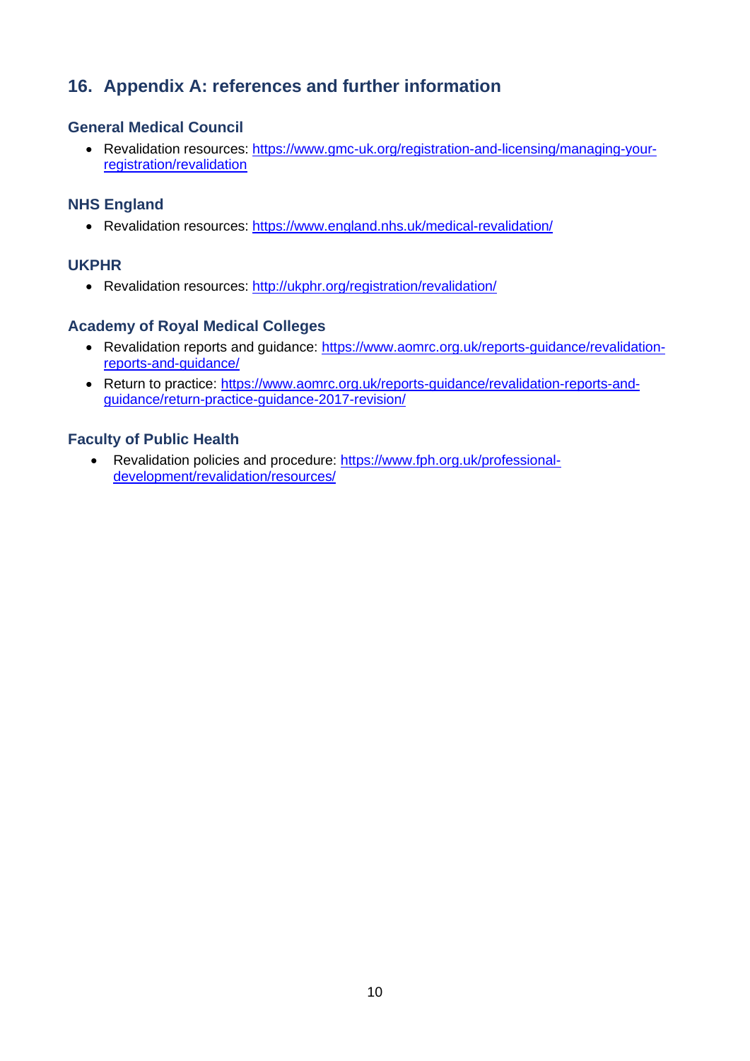## 16. Appendix A: references and further information

### General Medical Council

- Revalidation resources: https://www.gmc-uk.org/registration-and-licensing/managing-your-registration/revalidation

### NHS England

- Revalidation resources: https://www.england.nhs.uk/medical-revalidation/

### UKPHR

- Revalidation resources: http://ukphr.org/registration/revalidation/

### Academy of Royal Medical Colleges

- Revalidation reports and guidance: https://www.aomrc.org.uk/reports-guidance/revalidation-reports-and-guidance/
- Return to practice: https://www.aomrc.org.uk/reports-guidance/revalidation-reports-and-guidance/return-practice-guidance-2017-revision/

### Faculty of Public Health

- Revalidation policies and procedure: https://www.fph.org.uk/professional-development/revalidation/resources/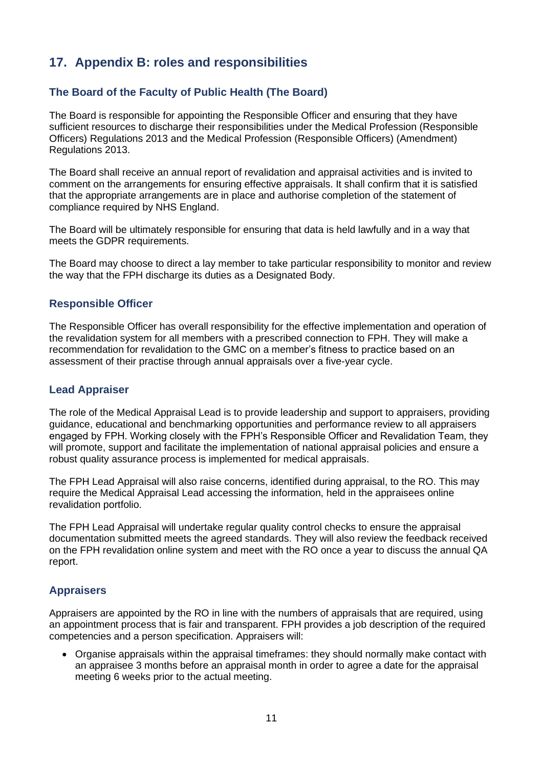## 17. Appendix B: roles and responsibilities

### The Board of the Faculty of Public Health (The Board)

The Board is responsible for appointing the Responsible Officer and ensuring that they have sufficient resources to discharge their responsibilities under the Medical Profession (Responsible Officers) Regulations 2013 and the Medical Profession (Responsible Officers) (Amendment) Regulations 2013.

The Board shall receive an annual report of revalidation and appraisal activities and is invited to comment on the arrangements for ensuring effective appraisals. It shall confirm that it is satisfied that the appropriate arrangements are in place and authorise completion of the statement of compliance required by NHS England.

The Board will be ultimately responsible for ensuring that data is held lawfully and in a way that meets the GDPR requirements.

The Board may choose to direct a lay member to take particular responsibility to monitor and review the way that the FPH discharge its duties as a Designated Body.

### Responsible Officer

The Responsible Officer has overall responsibility for the effective implementation and operation of the revalidation system for all members with a prescribed connection to FPH. They will make a recommendation for revalidation to the GMC on a member's fitness to practice based on an assessment of their practise through annual appraisals over a five-year cycle.

### Lead Appraiser

The role of the Medical Appraisal Lead is to provide leadership and support to appraisers, providing guidance, educational and benchmarking opportunities and performance review to all appraisers engaged by FPH. Working closely with the FPH's Responsible Officer and Revalidation Team, they will promote, support and facilitate the implementation of national appraisal policies and ensure a robust quality assurance process is implemented for medical appraisals.

The FPH Lead Appraisal will also raise concerns, identified during appraisal, to the RO. This may require the Medical Appraisal Lead accessing the information, held in the appraisees online revalidation portfolio.

The FPH Lead Appraisal will undertake regular quality control checks to ensure the appraisal documentation submitted meets the agreed standards. They will also review the feedback received on the FPH revalidation online system and meet with the RO once a year to discuss the annual QA report.

### Appraisers

Appraisers are appointed by the RO in line with the numbers of appraisals that are required, using an appointment process that is fair and transparent. FPH provides a job description of the required competencies and a person specification. Appraisers will:

- Organise appraisals within the appraisal timeframes: they should normally make contact with an appraisee 3 months before an appraisal month in order to agree a date for the appraisal meeting 6 weeks prior to the actual meeting.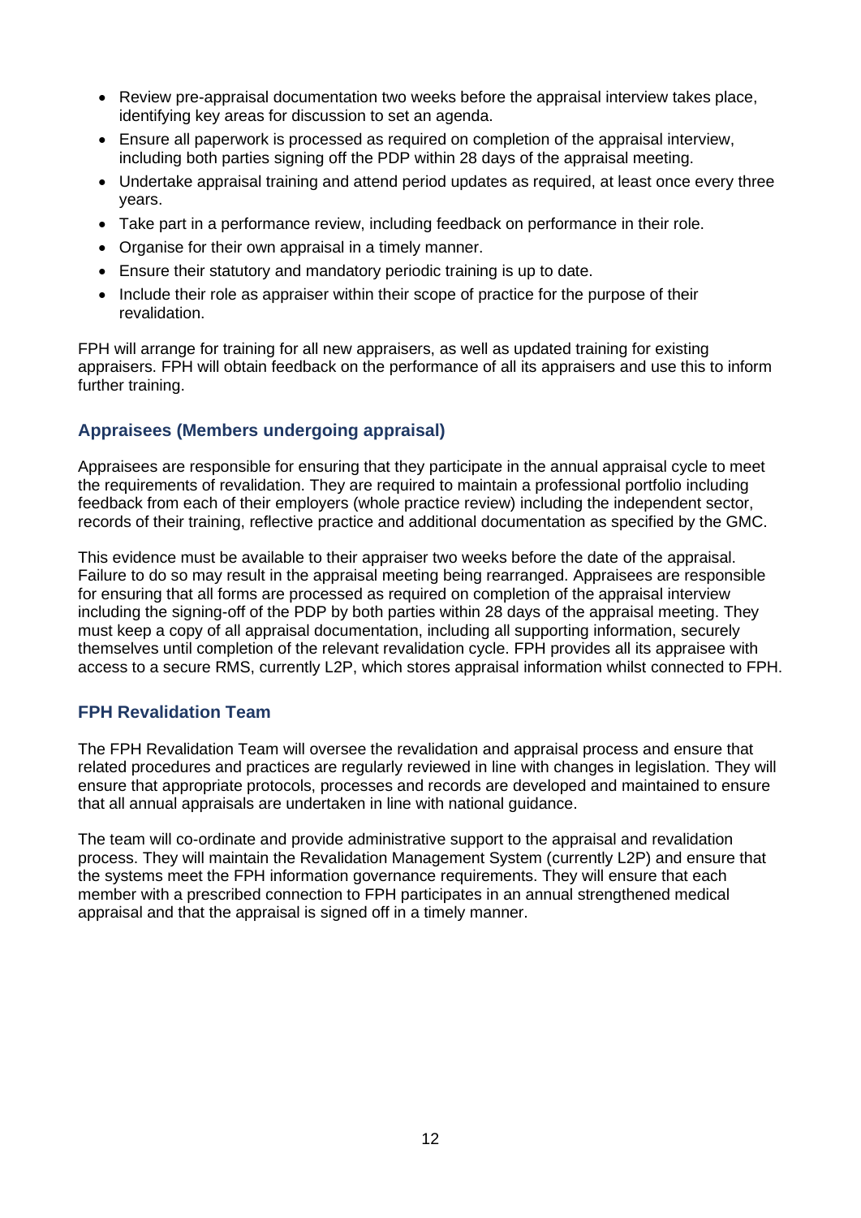- Review pre-appraisal documentation two weeks before the appraisal interview takes place, identifying key areas for discussion to set an agenda.
- Ensure all paperwork is processed as required on completion of the appraisal interview, including both parties signing off the PDP within 28 days of the appraisal meeting.
- Undertake appraisal training and attend period updates as required, at least once every three years.
- Take part in a performance review, including feedback on performance in their role.
- Organise for their own appraisal in a timely manner.
- Ensure their statutory and mandatory periodic training is up to date.
- Include their role as appraiser within their scope of practice for the purpose of their revalidation.

FPH will arrange for training for all new appraisers, as well as updated training for existing appraisers. FPH will obtain feedback on the performance of all its appraisers and use this to inform further training.

### Appraisees (Members undergoing appraisal)

Appraisees are responsible for ensuring that they participate in the annual appraisal cycle to meet the requirements of revalidation. They are required to maintain a professional portfolio including feedback from each of their employers (whole practice review) including the independent sector, records of their training, reflective practice and additional documentation as specified by the GMC.

This evidence must be available to their appraiser two weeks before the date of the appraisal. Failure to do so may result in the appraisal meeting being rearranged. Appraisees are responsible for ensuring that all forms are processed as required on completion of the appraisal interview including the signing-off of the PDP by both parties within 28 days of the appraisal meeting. They must keep a copy of all appraisal documentation, including all supporting information, securely themselves until completion of the relevant revalidation cycle. FPH provides all its appraisee with access to a secure RMS, currently L2P, which stores appraisal information whilst connected to FPH.

### FPH Revalidation Team

The FPH Revalidation Team will oversee the revalidation and appraisal process and ensure that related procedures and practices are regularly reviewed in line with changes in legislation. They will ensure that appropriate protocols, processes and records are developed and maintained to ensure that all annual appraisals are undertaken in line with national guidance.

The team will co-ordinate and provide administrative support to the appraisal and revalidation process. They will maintain the Revalidation Management System (currently L2P) and ensure that the systems meet the FPH information governance requirements. They will ensure that each member with a prescribed connection to FPH participates in an annual strengthened medical appraisal and that the appraisal is signed off in a timely manner.